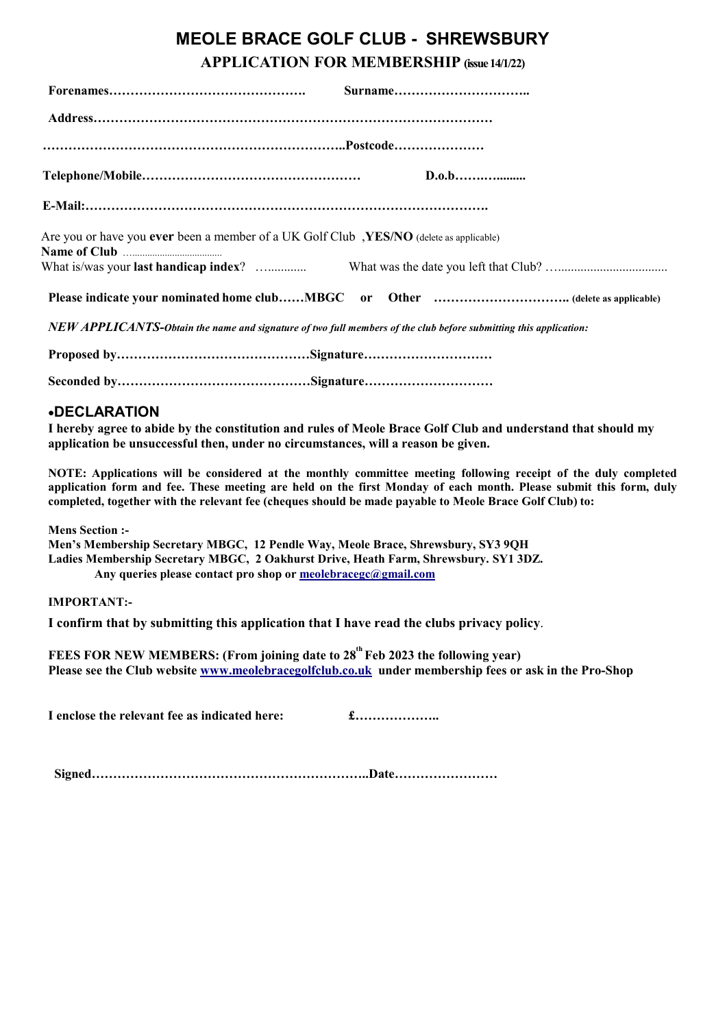# MEOLE BRACE GOLF CLUB - SHREWSBURY

## APPLICATION FOR MEMBERSHIP (issue 14/1/22)

**Forenames……………………………………….  Surname…………………………..**

**Address………………………………………………………………………………**

**…………………………………………………………..Postcode…………………**

**Telephone/Mobile……………………………………………  D.o.b………........**

**E-Mail:…………………………………………………………………………………….**

Are you or have you **ever** been a member of a UK Golf Club ,**YES/NO** (delete as applicable)
**Name of Club** ……………………………….
What is/was your **last handicap index**? …........... What was the date you left that Club? …...............................

**Please indicate your nominated home club……MBGC or Other ………………………….. (delete as applicable)**

***NEW APPLICANTS-Obtain the name and signature of two full members of the club before submitting this application:***

**Proposed by………………………………………Signature…………………………**

**Seconded by………………………………………Signature…………………………**

## •DECLARATION

**I hereby agree to abide by the constitution and rules of Meole Brace Golf Club and understand that should my application be unsuccessful then, under no circumstances, will a reason be given.**

**NOTE: Applications will be considered at the monthly committee meeting following receipt of the duly completed application form and fee. These meeting are held on the first Monday of each month. Please submit this form, duly completed, together with the relevant fee (cheques should be made payable to Meole Brace Golf Club) to:**

**Mens Section :-**
**Men's Membership Secretary MBGC, 12 Pendle Way, Meole Brace, Shrewsbury, SY3 9QH**
**Ladies Membership Secretary MBGC, 2 Oakhurst Drive, Heath Farm, Shrewsbury. SY1 3DZ.**
**Any queries please contact pro shop or meolebracegc@gmail.com**

**IMPORTANT:-**

**I confirm that by submitting this application that I have read the clubs privacy policy**.

**FEES FOR NEW MEMBERS: (From joining date to 28th Feb 2023 the following year)**
**Please see the Club website www.meolebracegolfclub.co.uk under membership fees or ask in the Pro-Shop**

**I enclose the relevant fee as indicated here:  £………………..**

**Signed………………………………………………………..Date……………………**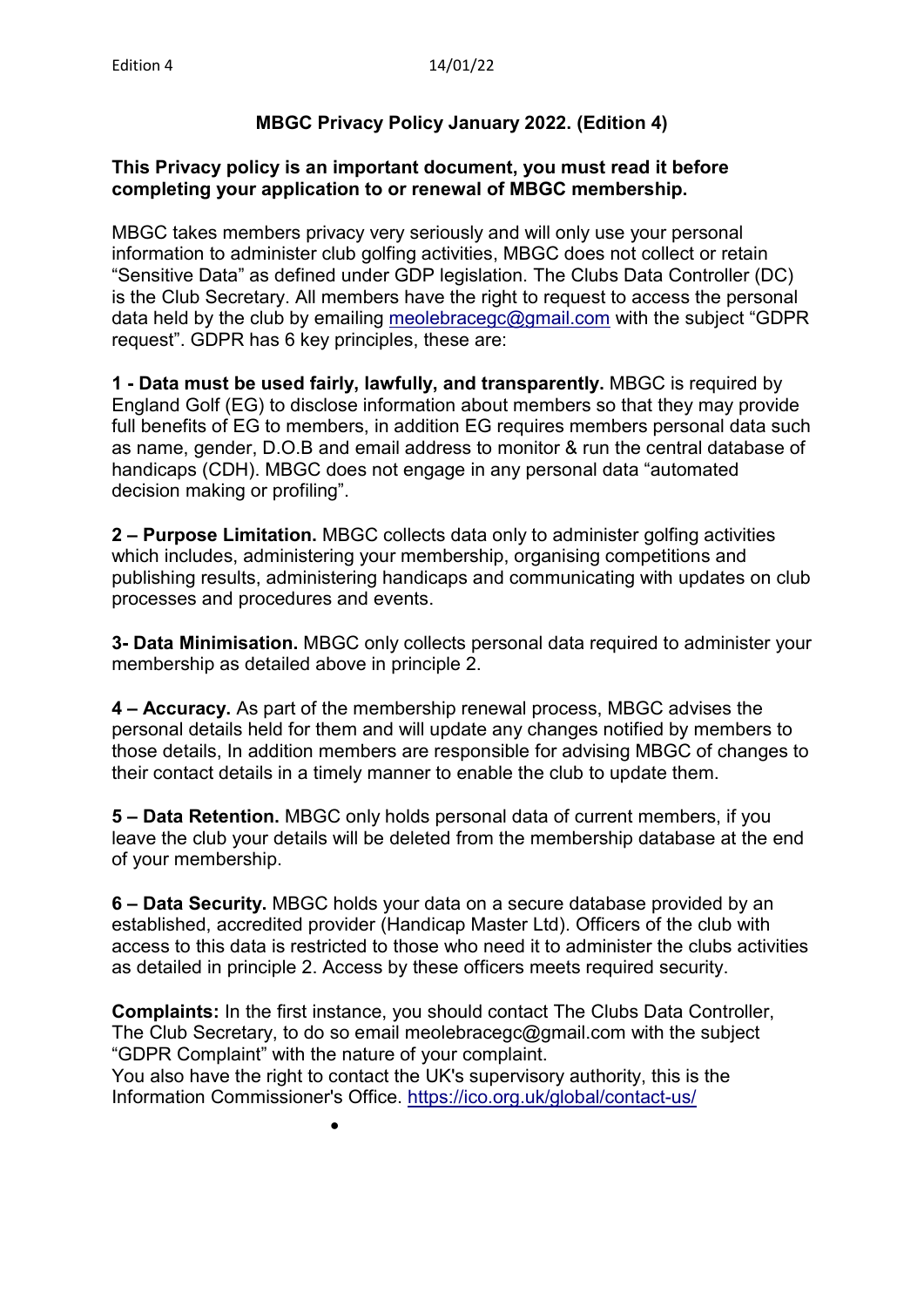# MBGC Privacy Policy January 2022. (Edition 4)

**This Privacy policy is an important document, you must read it before completing your application to or renewal of MBGC membership.**

MBGC takes members privacy very seriously and will only use your personal information to administer club golfing activities, MBGC does not collect or retain "Sensitive Data" as defined under GDP legislation. The Clubs Data Controller (DC) is the Club Secretary. All members have the right to request to access the personal data held by the club by emailing [meolebracegc@gmail.com](mailto:meolebracegc@gmail.com) with the subject "GDPR request". GDPR has 6 key principles, these are:

**1 - Data must be used fairly, lawfully, and transparently.** MBGC is required by England Golf (EG) to disclose information about members so that they may provide full benefits of EG to members, in addition EG requires members personal data such as name, gender, D.O.B and email address to monitor & run the central database of handicaps (CDH). MBGC does not engage in any personal data "automated decision making or profiling".

**2 – Purpose Limitation.** MBGC collects data only to administer golfing activities which includes, administering your membership, organising competitions and publishing results, administering handicaps and communicating with updates on club processes and procedures and events.

**3- Data Minimisation.** MBGC only collects personal data required to administer your membership as detailed above in principle 2.

**4 – Accuracy.** As part of the membership renewal process, MBGC advises the personal details held for them and will update any changes notified by members to those details, In addition members are responsible for advising MBGC of changes to their contact details in a timely manner to enable the club to update them.

**5 – Data Retention.** MBGC only holds personal data of current members, if you leave the club your details will be deleted from the membership database at the end of your membership.

**6 – Data Security.** MBGC holds your data on a secure database provided by an established, accredited provider (Handicap Master Ltd). Officers of the club with access to this data is restricted to those who need it to administer the clubs activities as detailed in principle 2. Access by these officers meets required security.

**Complaints:** In the first instance, you should contact The Clubs Data Controller, The Club Secretary, to do so email meolebracegc@gmail.com with the subject "GDPR Complaint" with the nature of your complaint.
You also have the right to contact the UK's supervisory authority, this is the Information Commissioner's Office. [https://ico.org.uk/global/contact-us/](https://ico.org.uk/global/contact-us/)